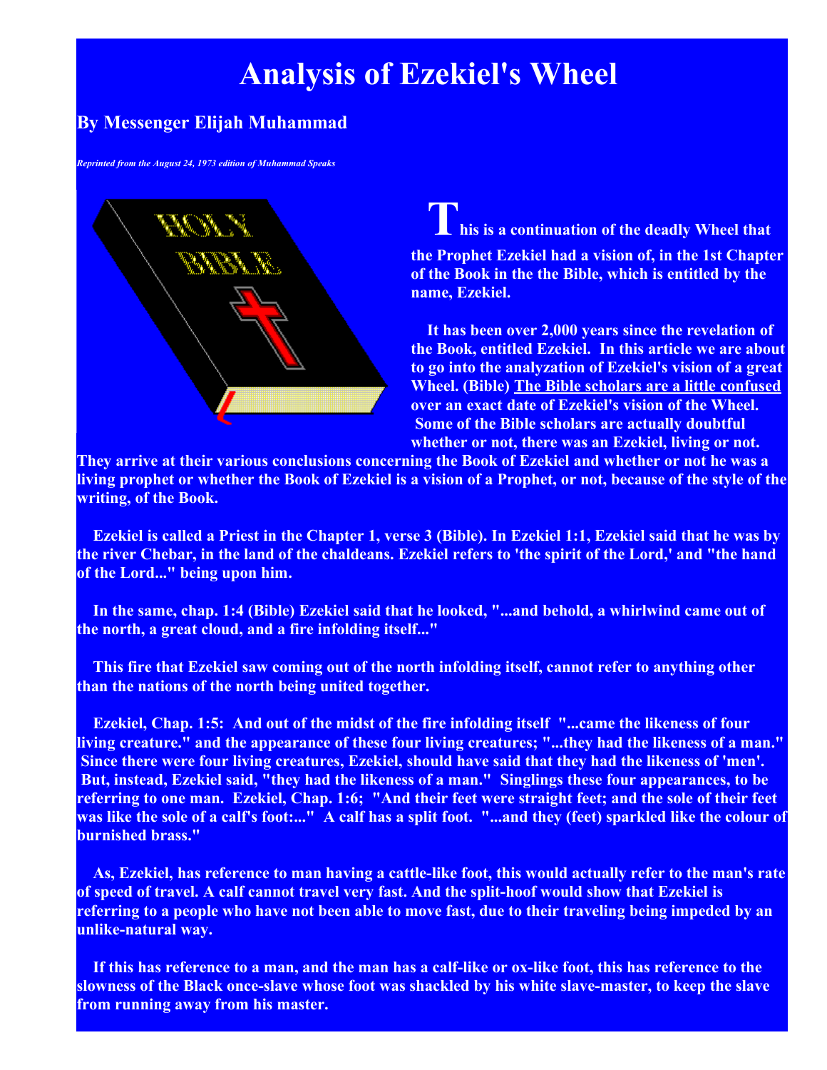# Analysis of Ezekiel's Wheel

## By Messenger Elijah Muhammad

*Reprinted from the August 24, 1973 edition of Muhammad Speaks*

**This is a continuation of the deadly Wheel that the Prophet Ezekiel had a vision of, in the 1st Chapter of the Book in the the Bible, which is entitled by the name, Ezekiel.**

**It has been over 2,000 years since the revelation of the Book, entitled Ezekiel. In this article we are about to go into the analyzation of Ezekiel's vision of a great Wheel. (Bible) <u>The Bible scholars are a little confused</u> over an exact date of Ezekiel's vision of the Wheel. Some of the Bible scholars are actually doubtful whether or not, there was an Ezekiel, living or not. They arrive at their various conclusions concerning the Book of Ezekiel and whether or not he was a living prophet or whether the Book of Ezekiel is a vision of a Prophet, or not, because of the style of the writing, of the Book.**

**Ezekiel is called a Priest in the Chapter 1, verse 3 (Bible). In Ezekiel 1:1, Ezekiel said that he was by the river Chebar, in the land of the chaldeans. Ezekiel refers to 'the spirit of the Lord,' and "the hand of the Lord..." being upon him.**

**In the same, chap. 1:4 (Bible) Ezekiel said that he looked, "...and behold, a whirlwind came out of the north, a great cloud, and a fire infolding itself..."**

**This fire that Ezekiel saw coming out of the north infolding itself, cannot refer to anything other than the nations of the north being united together.**

**Ezekiel, Chap. 1:5: And out of the midst of the fire infolding itself "...came the likeness of four living creature." and the appearance of these four living creatures; "...they had the likeness of a man." Since there were four living creatures, Ezekiel, should have said that they had the likeness of 'men'. But, instead, Ezekiel said, "they had the likeness of a man." Singlings these four appearances, to be referring to one man. Ezekiel, Chap. 1:6; "And their feet were straight feet; and the sole of their feet was like the sole of a calf's foot:..." A calf has a split foot. "...and they (feet) sparkled like the colour of burnished brass."**

**As, Ezekiel, has reference to man having a cattle-like foot, this would actually refer to the man's rate of speed of travel. A calf cannot travel very fast. And the split-hoof would show that Ezekiel is referring to a people who have not been able to move fast, due to their traveling being impeded by an unlike-natural way.**

**If this has reference to a man, and the man has a calf-like or ox-like foot, this has reference to the slowness of the Black once-slave whose foot was shackled by his white slave-master, to keep the slave from running away from his master.**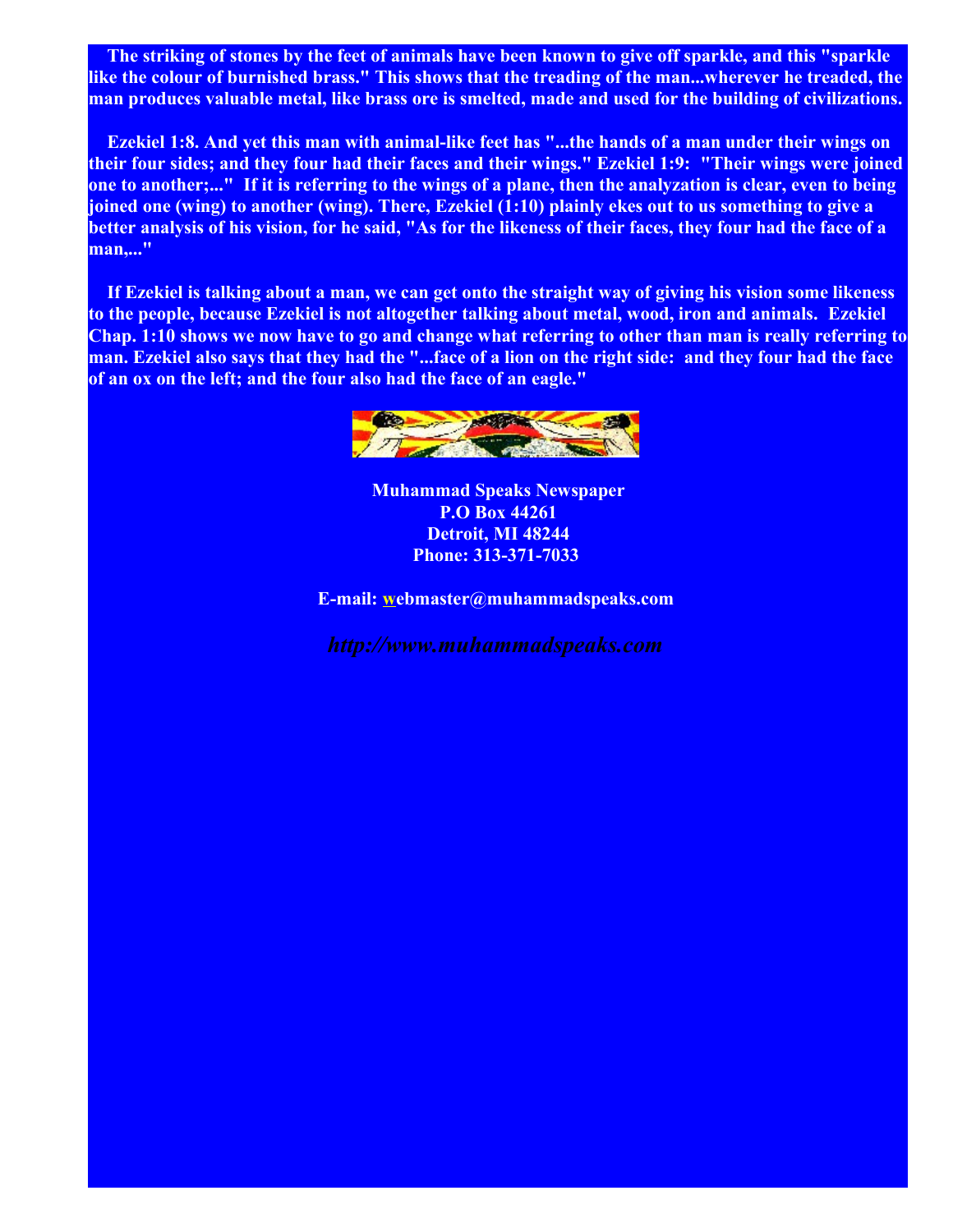**The striking of stones by the feet of animals have been known to give off sparkle, and this "sparkle like the colour of burnished brass." This shows that the treading of the man...wherever he treaded, the man produces valuable metal, like brass ore is smelted, made and used for the building of civilizations.**

**Ezekiel 1:8. And yet this man with animal-like feet has "...the hands of a man under their wings on their four sides; and they four had their faces and their wings." Ezekiel 1:9: "Their wings were joined one to another;..." If it is referring to the wings of a plane, then the analyzation is clear, even to being joined one (wing) to another (wing). There, Ezekiel (1:10) plainly ekes out to us something to give a better analysis of his vision, for he said, "As for the likeness of their faces, they four had the face of a man,..."**

**If Ezekiel is talking about a man, we can get onto the straight way of giving his vision some likeness to the people, because Ezekiel is not altogether talking about metal, wood, iron and animals. Ezekiel Chap. 1:10 shows we now have to go and change what referring to other than man is really referring to man. Ezekiel also says that they had the "...face of a lion on the right side: and they four had the face of an ox on the left; and the four also had the face of an eagle."**

**Muhammad Speaks Newspaper**
**P.O Box 44261**
**Detroit, MI 48244**
**Phone: 313-371-7033**

**E-mail: webmaster@muhammadspeaks.com**

***http://www.muhammadspeaks.com***